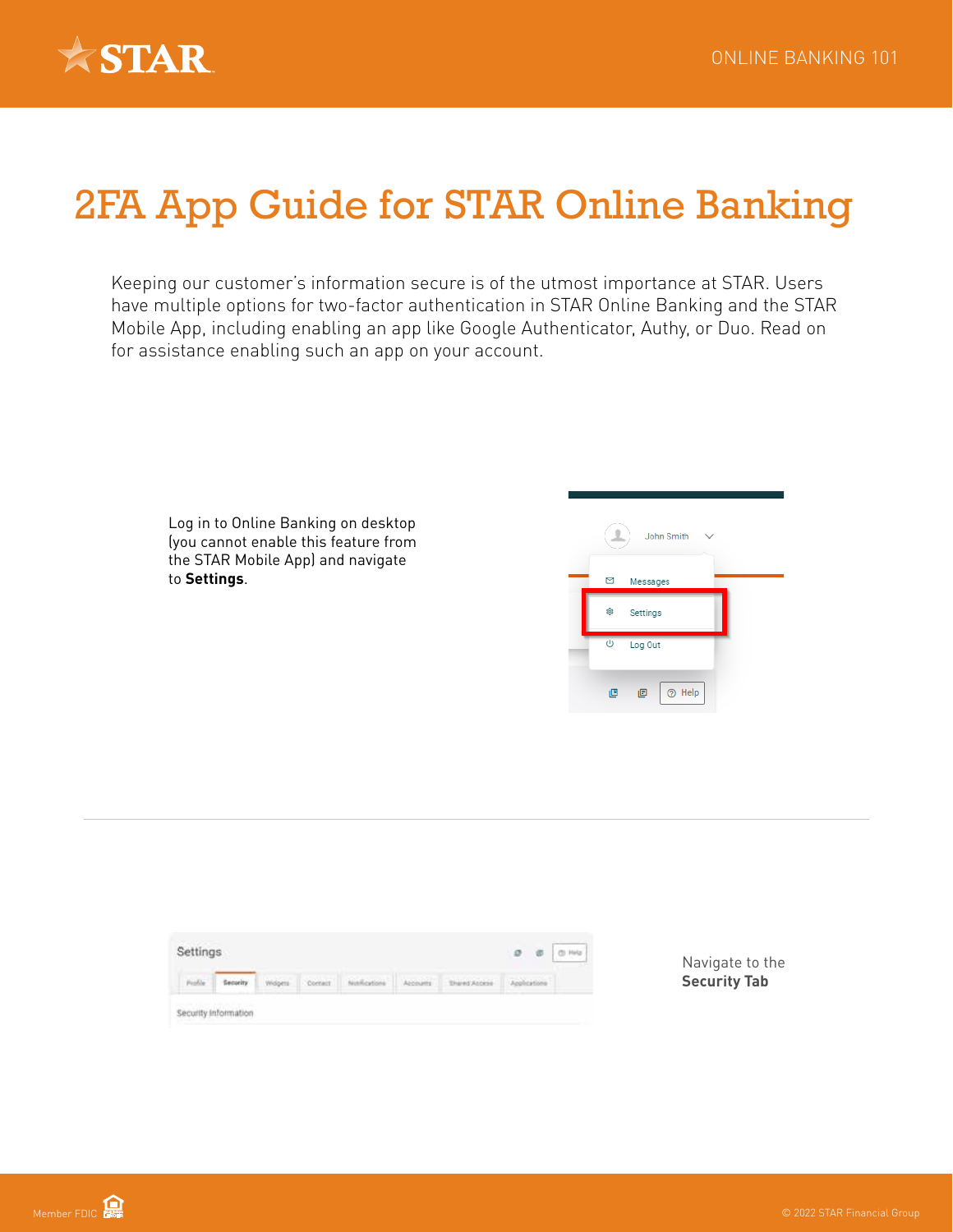# 2FA App Guide for STAR Online Banking

Keeping our customer's information secure is of the utmost importance at STAR. Users have multiple options for two-factor authentication in STAR Online Banking and the STAR Mobile App, including enabling an app like Google Authenticator, Authy, or Duo. Read on for assistance enabling such an app on your account.

Log in to Online Banking on desktop (you cannot enable this feature from the STAR Mobile App) and navigate to **Settings**.

---

Navigate to the **Security Tab**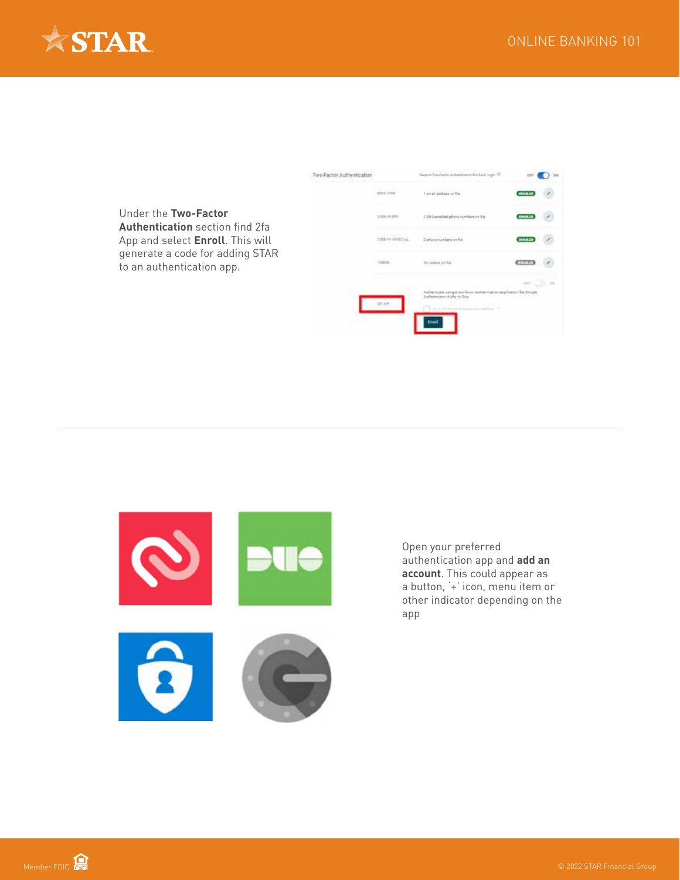Under the **Two-Factor Authentication** section find 2fa App and select **Enroll**. This will generate a code for adding STAR to an authentication app.

Open your preferred authentication app and **add an account**. This could appear as a button, '+' icon, menu item or other indicator depending on the app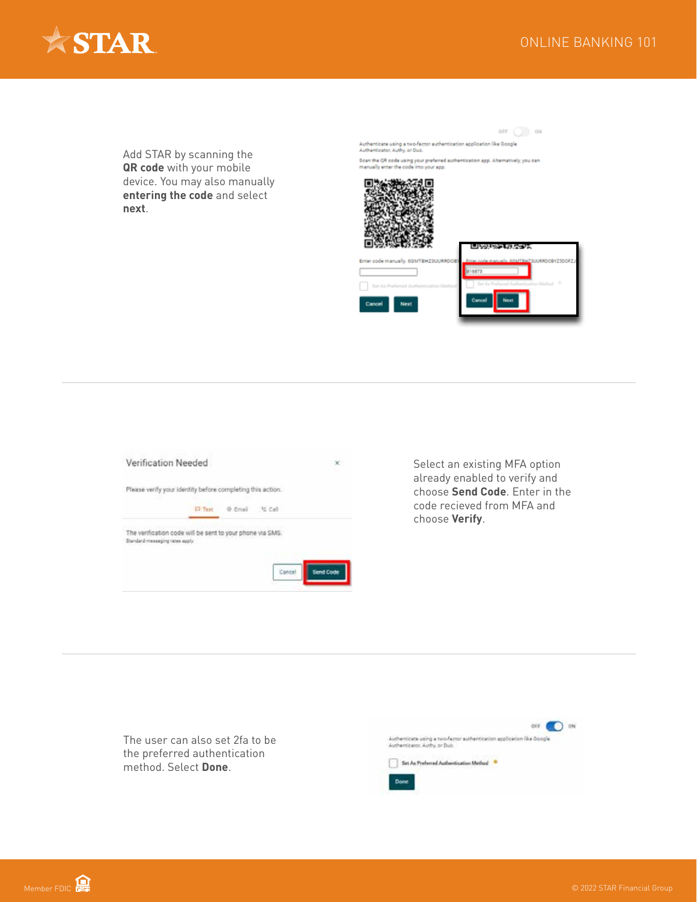Add STAR by scanning the **QR code** with your mobile device. You may also manually **entering the code** and select **next**.

Select an existing MFA option already enabled to verify and choose **Send Code**. Enter in the code recieved from MFA and choose **Verify**.

The user can also set 2fa to be the preferred authentication method. Select **Done**.